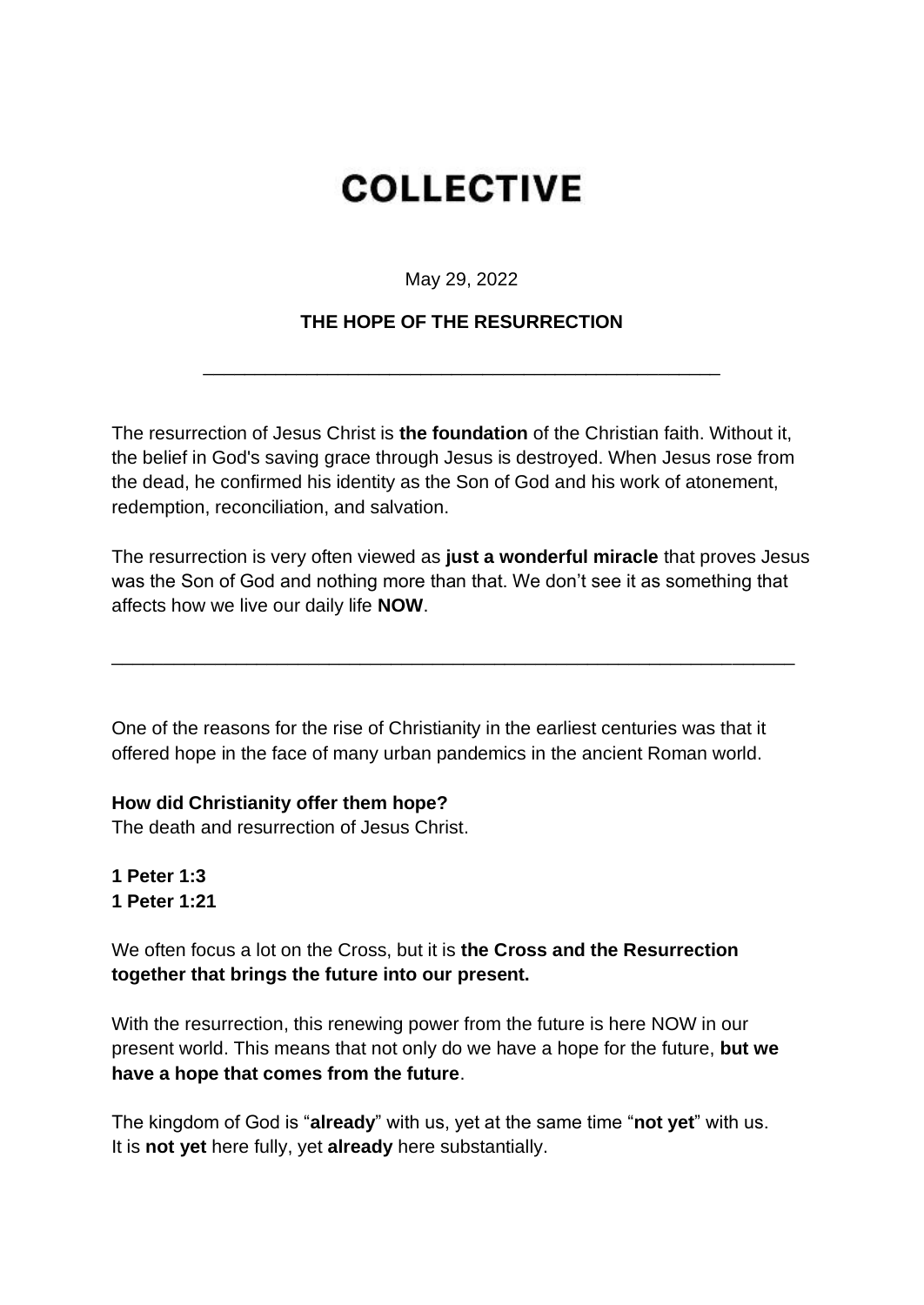# COLLECTIVE

May 29, 2022

**THE HOPE OF THE RESURRECTION**

---

The resurrection of Jesus Christ is **the foundation** of the Christian faith. Without it, the belief in God's saving grace through Jesus is destroyed. When Jesus rose from the dead, he confirmed his identity as the Son of God and his work of atonement, redemption, reconciliation, and salvation.

The resurrection is very often viewed as **just a wonderful miracle** that proves Jesus was the Son of God and nothing more than that. We don't see it as something that affects how we live our daily life **NOW**.

---

One of the reasons for the rise of Christianity in the earliest centuries was that it offered hope in the face of many urban pandemics in the ancient Roman world.

**How did Christianity offer them hope?**
The death and resurrection of Jesus Christ.

**1 Peter 1:3**
**1 Peter 1:21**

We often focus a lot on the Cross, but it is **the Cross and the Resurrection together that brings the future into our present.**

With the resurrection, this renewing power from the future is here NOW in our present world. This means that not only do we have a hope for the future, **but we have a hope that comes from the future**.

The kingdom of God is "**already**" with us, yet at the same time "**not yet**" with us.
It is **not yet** here fully, yet **already** here substantially.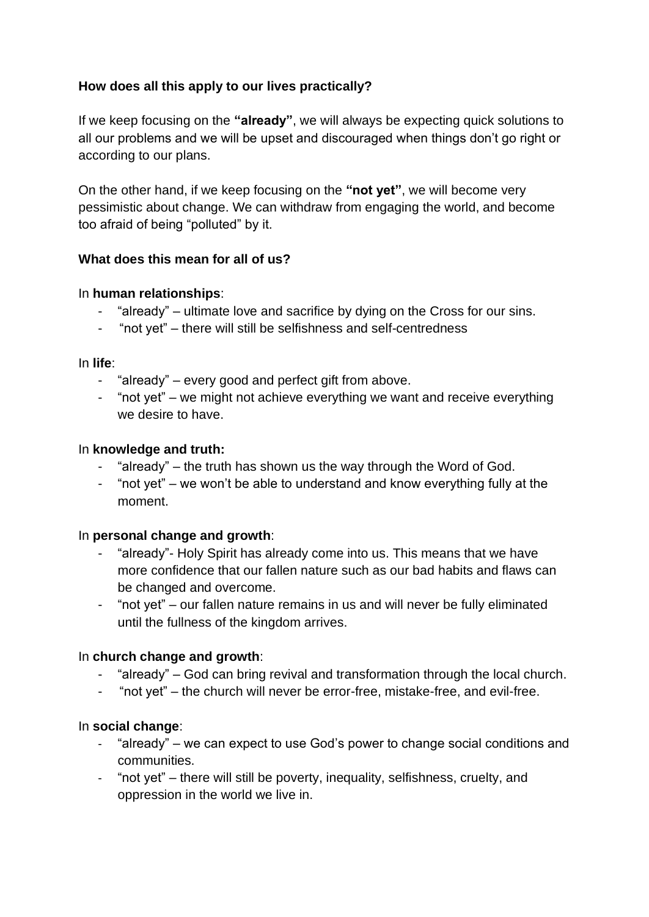**How does all this apply to our lives practically?**

If we keep focusing on the **"already"**, we will always be expecting quick solutions to all our problems and we will be upset and discouraged when things don't go right or according to our plans.

On the other hand, if we keep focusing on the **"not yet"**, we will become very pessimistic about change. We can withdraw from engaging the world, and become too afraid of being "polluted" by it.

**What does this mean for all of us?**

In **human relationships**:

- "already" – ultimate love and sacrifice by dying on the Cross for our sins.
- "not yet" – there will still be selfishness and self-centredness

In **life**:

- "already" – every good and perfect gift from above.
- "not yet" – we might not achieve everything we want and receive everything we desire to have.

In **knowledge and truth:**

- "already" – the truth has shown us the way through the Word of God.
- "not yet" – we won't be able to understand and know everything fully at the moment.

In **personal change and growth**:

- "already"- Holy Spirit has already come into us. This means that we have more confidence that our fallen nature such as our bad habits and flaws can be changed and overcome.
- "not yet" – our fallen nature remains in us and will never be fully eliminated until the fullness of the kingdom arrives.

In **church change and growth**:

- "already" – God can bring revival and transformation through the local church.
- "not yet" – the church will never be error-free, mistake-free, and evil-free.

In **social change**:

- "already" – we can expect to use God's power to change social conditions and communities.
- "not yet" – there will still be poverty, inequality, selfishness, cruelty, and oppression in the world we live in.